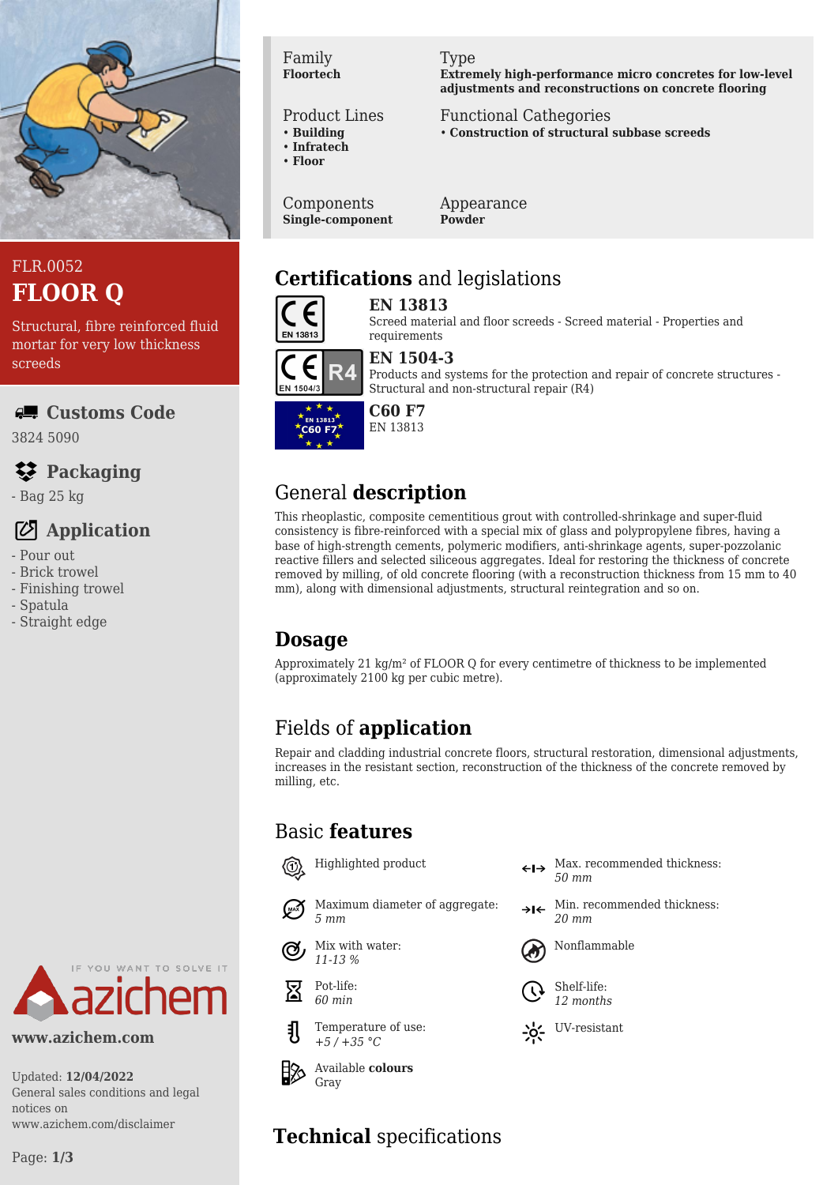FLR.0052

# FLOOR Q

Structural, fibre reinforced fluid mortar for very low thickness screeds

## Customs Code

3824 5090

## Packaging

- Bag 25 kg

## Application

- Pour out
- Brick trowel
- Finishing trowel
- Spatula
- Straight edge

www.azichem.com

Updated: **12/04/2022**
General sales conditions and legal notices on www.azichem.com/disclaimer

| Family | Type |
|---|---|
| **Floortech** | **Extremely high-performance micro concretes for low-level adjustments and reconstructions on concrete flooring** |

**Product Lines**
- **Building**
- **Infratech**
- **Floor**

**Functional Cathegories**
- **Construction of structural subbase screeds**

| Components | Appearance |
|---|---|
| **Single-component** | **Powder** |

## Certifications and legislations

**EN 13813**
Screed material and floor screeds - Screed material - Properties and requirements

**EN 1504-3**
Products and systems for the protection and repair of concrete structures - Structural and non-structural repair (R4)

**C60 F7**
EN 13813

## General description

This rheoplastic, composite cementitious grout with controlled-shrinkage and super-fluid consistency is fibre-reinforced with a special mix of glass and polypropylene fibres, having a base of high-strength cements, polymeric modifiers, anti-shrinkage agents, super-pozzolanic reactive fillers and selected siliceous aggregates. Ideal for restoring the thickness of concrete removed by milling, of old concrete flooring (with a reconstruction thickness from 15 mm to 40 mm), along with dimensional adjustments, structural reintegration and so on.

## Dosage

Approximately 21 kg/m² of FLOOR Q for every centimetre of thickness to be implemented (approximately 2100 kg per cubic metre).

## Fields of application

Repair and cladding industrial concrete floors, structural restoration, dimensional adjustments, increases in the resistant section, reconstruction of the thickness of the concrete removed by milling, etc.

## Basic features

- Highlighted product
- Max. recommended thickness: *50 mm*
- Maximum diameter of aggregate: *5 mm*
- Min. recommended thickness: *20 mm*
- Mix with water: *11-13 %*
- Nonflammable
- Pot-life: *60 min*
- Shelf-life: *12 months*
- Temperature of use: *+5 / +35 °C*
- UV-resistant
- Available **colours**: Gray

## Technical specifications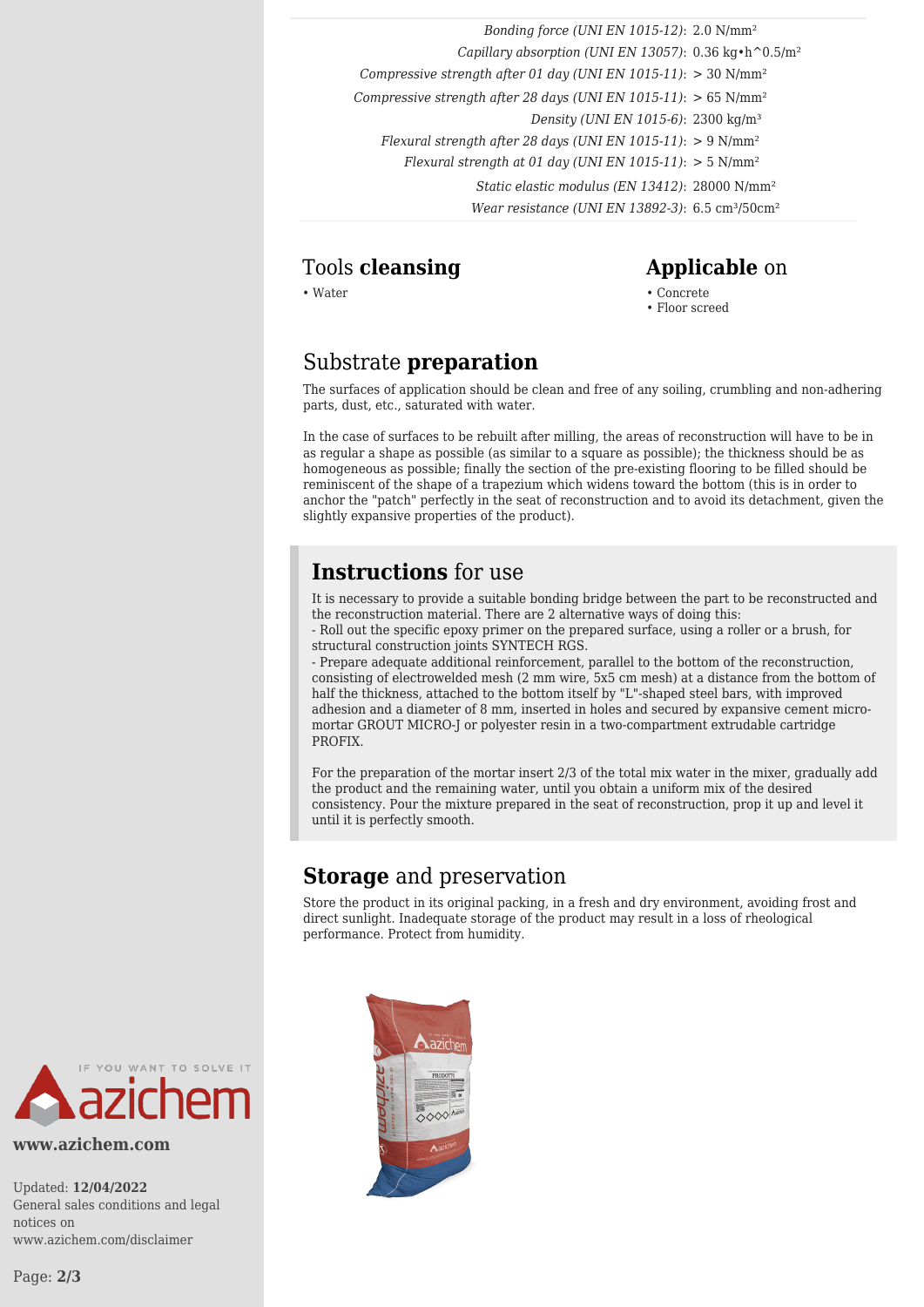| | |
|---|---|
| *Bonding force (UNI EN 1015-12)*: | 2.0 N/mm² |
| *Capillary absorption (UNI EN 13057)*: | 0.36 kg•h^0.5/m² |
| *Compressive strength after 01 day (UNI EN 1015-11)*: | > 30 N/mm² |
| *Compressive strength after 28 days (UNI EN 1015-11)*: | > 65 N/mm² |
| *Density (UNI EN 1015-6)*: | 2300 kg/m³ |
| *Flexural strength after 28 days (UNI EN 1015-11)*: | > 9 N/mm² |
| *Flexural strength at 01 day (UNI EN 1015-11)*: | > 5 N/mm² |
| *Static elastic modulus (EN 13412)*: | 28000 N/mm² |
| *Wear resistance (UNI EN 13892-3)*: | 6.5 cm³/50cm² |

## Tools **cleansing**

- Water

## **Applicable** on

- Concrete
- Floor screed

## Substrate **preparation**

The surfaces of application should be clean and free of any soiling, crumbling and non-adhering parts, dust, etc., saturated with water.

In the case of surfaces to be rebuilt after milling, the areas of reconstruction will have to be in as regular a shape as possible (as similar to a square as possible); the thickness should be as homogeneous as possible; finally the section of the pre-existing flooring to be filled should be reminiscent of the shape of a trapezium which widens toward the bottom (this is in order to anchor the "patch" perfectly in the seat of reconstruction and to avoid its detachment, given the slightly expansive properties of the product).

## **Instructions** for use

It is necessary to provide a suitable bonding bridge between the part to be reconstructed and the reconstruction material. There are 2 alternative ways of doing this:
- Roll out the specific epoxy primer on the prepared surface, using a roller or a brush, for structural construction joints SYNTECH RGS.
- Prepare adequate additional reinforcement, parallel to the bottom of the reconstruction, consisting of electrowelded mesh (2 mm wire, 5x5 cm mesh) at a distance from the bottom of half the thickness, attached to the bottom itself by "L"-shaped steel bars, with improved adhesion and a diameter of 8 mm, inserted in holes and secured by expansive cement micro-mortar GROUT MICRO-J or polyester resin in a two-compartment extrudable cartridge PROFIX.

For the preparation of the mortar insert 2/3 of the total mix water in the mixer, gradually add the product and the remaining water, until you obtain a uniform mix of the desired consistency. Pour the mixture prepared in the seat of reconstruction, prop it up and level it until it is perfectly smooth.

## **Storage** and preservation

Store the product in its original packing, in a fresh and dry environment, avoiding frost and direct sunlight. Inadequate storage of the product may result in a loss of rheological performance. Protect from humidity.

www.azichem.com

Updated: **12/04/2022**
General sales conditions and legal notices on www.azichem.com/disclaimer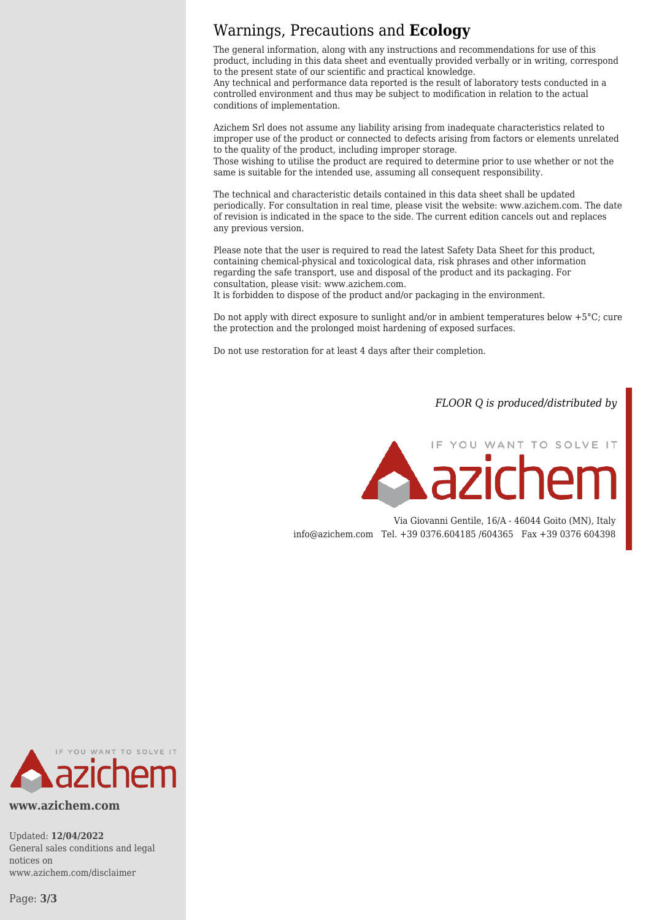# Warnings, Precautions and **Ecology**

The general information, along with any instructions and recommendations for use of this product, including in this data sheet and eventually provided verbally or in writing, correspond to the present state of our scientific and practical knowledge.
Any technical and performance data reported is the result of laboratory tests conducted in a controlled environment and thus may be subject to modification in relation to the actual conditions of implementation.

Azichem Srl does not assume any liability arising from inadequate characteristics related to improper use of the product or connected to defects arising from factors or elements unrelated to the quality of the product, including improper storage.
Those wishing to utilise the product are required to determine prior to use whether or not the same is suitable for the intended use, assuming all consequent responsibility.

The technical and characteristic details contained in this data sheet shall be updated periodically. For consultation in real time, please visit the website: www.azichem.com. The date of revision is indicated in the space to the side. The current edition cancels out and replaces any previous version.

Please note that the user is required to read the latest Safety Data Sheet for this product, containing chemical-physical and toxicological data, risk phrases and other information regarding the safe transport, use and disposal of the product and its packaging. For consultation, please visit: www.azichem.com.
It is forbidden to dispose of the product and/or packaging in the environment.

Do not apply with direct exposure to sunlight and/or in ambient temperatures below +5°C; cure the protection and the prolonged moist hardening of exposed surfaces.

Do not use restoration for at least 4 days after their completion.

*FLOOR Q is produced/distributed by*

IF YOU WANT TO SOLVE IT
azichem

Via Giovanni Gentile, 16/A - 46044 Goito (MN), Italy
info@azichem.com Tel. +39 0376.604185 /604365 Fax +39 0376 604398

**www.azichem.com**

Updated: **12/04/2022**
General sales conditions and legal notices on www.azichem.com/disclaimer